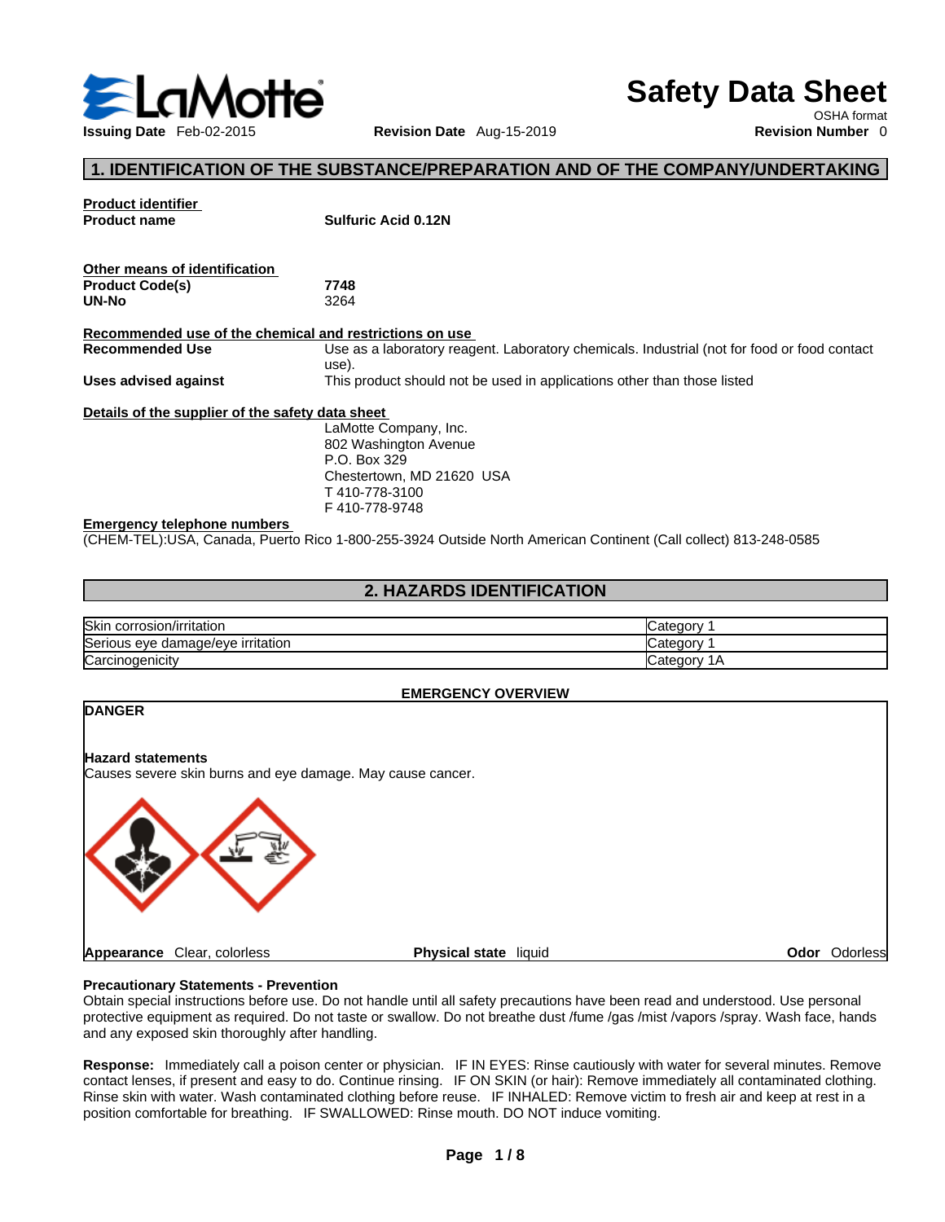# Safety Data Sheet

OSHA format

**Issuing Date** Feb-02-2015 **Revision Date** Aug-15-2019 **Revision Number** 0

## 1. IDENTIFICATION OF THE SUBSTANCE/PREPARATION AND OF THE COMPANY/UNDERTAKING

**Product identifier**

**Product name** **Sulfuric Acid 0.12N**

**Other means of identification**

**Product Code(s)** **7748**

**UN-No** 3264

**Recommended use of the chemical and restrictions on use**

**Recommended Use** Use as a laboratory reagent. Laboratory chemicals. Industrial (not for food or food contact use).

**Uses advised against** This product should not be used in applications other than those listed

**Details of the supplier of the safety data sheet**

LaMotte Company, Inc.
802 Washington Avenue
P.O. Box 329
Chestertown, MD 21620 USA
T 410-778-3100
F 410-778-9748

**Emergency telephone numbers**

(CHEM-TEL):USA, Canada, Puerto Rico 1-800-255-3924 Outside North American Continent (Call collect) 813-248-0585

## 2. HAZARDS IDENTIFICATION

| Hazard | Category |
|---|---|
| Skin corrosion/irritation | Category 1 |
| Serious eye damage/eye irritation | Category 1 |
| Carcinogenicity | Category 1A |

**EMERGENCY OVERVIEW**

**DANGER**

**Hazard statements**

Causes severe skin burns and eye damage. May cause cancer.

**Appearance** Clear, colorless **Physical state** liquid **Odor** Odorless

**Precautionary Statements - Prevention**

Obtain special instructions before use. Do not handle until all safety precautions have been read and understood. Use personal protective equipment as required. Do not taste or swallow. Do not breathe dust /fume /gas /mist /vapors /spray. Wash face, hands and any exposed skin thoroughly after handling.

**Response:** Immediately call a poison center or physician. IF IN EYES: Rinse cautiously with water for several minutes. Remove contact lenses, if present and easy to do. Continue rinsing. IF ON SKIN (or hair): Remove immediately all contaminated clothing. Rinse skin with water. Wash contaminated clothing before reuse. IF INHALED: Remove victim to fresh air and keep at rest in a position comfortable for breathing. IF SWALLOWED: Rinse mouth. DO NOT induce vomiting.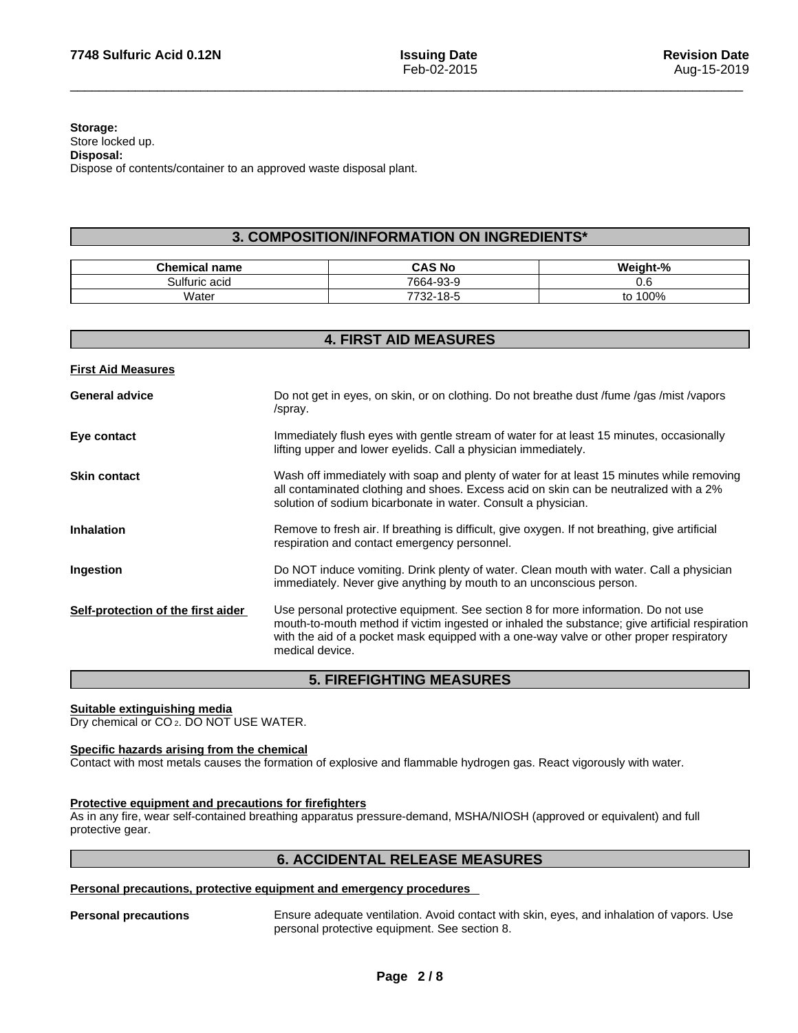**Storage:**
Store locked up.

**Disposal:**
Dispose of contents/container to an approved waste disposal plant.

## 3. COMPOSITION/INFORMATION ON INGREDIENTS*

| Chemical name | CAS No | Weight-% |
|---|---|---|
| Sulfuric acid | 7664-93-9 | 0.6 |
| Water | 7732-18-5 | to 100% |

## 4. FIRST AID MEASURES

### First Aid Measures

**General advice**
Do not get in eyes, on skin, or on clothing. Do not breathe dust /fume /gas /mist /vapors /spray.

**Eye contact**
Immediately flush eyes with gentle stream of water for at least 15 minutes, occasionally lifting upper and lower eyelids. Call a physician immediately.

**Skin contact**
Wash off immediately with soap and plenty of water for at least 15 minutes while removing all contaminated clothing and shoes. Excess acid on skin can be neutralized with a 2% solution of sodium bicarbonate in water. Consult a physician.

**Inhalation**
Remove to fresh air. If breathing is difficult, give oxygen. If not breathing, give artificial respiration and contact emergency personnel.

**Ingestion**
Do NOT induce vomiting. Drink plenty of water. Clean mouth with water. Call a physician immediately. Never give anything by mouth to an unconscious person.

**Self-protection of the first aider**
Use personal protective equipment. See section 8 for more information. Do not use mouth-to-mouth method if victim ingested or inhaled the substance; give artificial respiration with the aid of a pocket mask equipped with a one-way valve or other proper respiratory medical device.

## 5. FIREFIGHTING MEASURES

**Suitable extinguishing media**
Dry chemical or $CO_2$. DO NOT USE WATER.

**Specific hazards arising from the chemical**
Contact with most metals causes the formation of explosive and flammable hydrogen gas. React vigorously with water.

**Protective equipment and precautions for firefighters**
As in any fire, wear self-contained breathing apparatus pressure-demand, MSHA/NIOSH (approved or equivalent) and full protective gear.

## 6. ACCIDENTAL RELEASE MEASURES

**Personal precautions, protective equipment and emergency procedures**

**Personal precautions**
Ensure adequate ventilation. Avoid contact with skin, eyes, and inhalation of vapors. Use personal protective equipment. See section 8.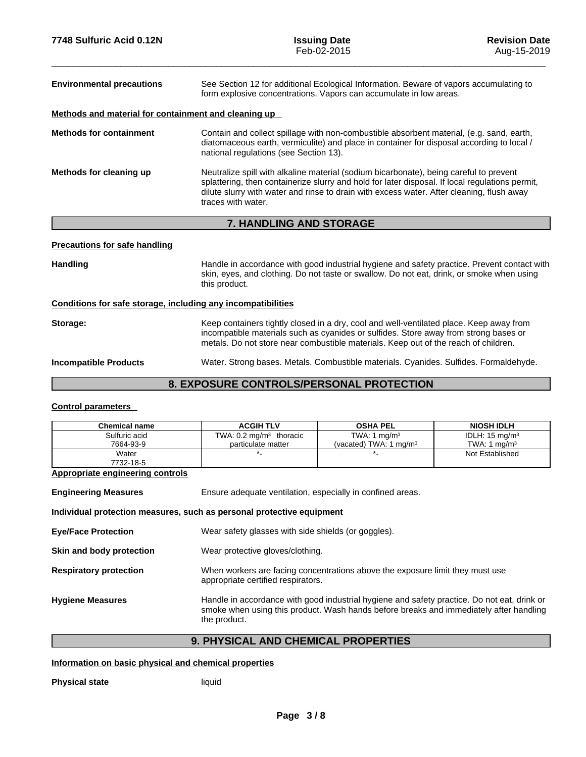**Environmental precautions** See Section 12 for additional Ecological Information. Beware of vapors accumulating to form explosive concentrations. Vapors can accumulate in low areas.

**Methods and material for containment and cleaning up**

**Methods for containment** Contain and collect spillage with non-combustible absorbent material, (e.g. sand, earth, diatomaceous earth, vermiculite) and place in container for disposal according to local / national regulations (see Section 13).

**Methods for cleaning up** Neutralize spill with alkaline material (sodium bicarbonate), being careful to prevent splattering, then containerize slurry and hold for later disposal. If local regulations permit, dilute slurry with water and rinse to drain with excess water. After cleaning, flush away traces with water.

## 7. HANDLING AND STORAGE

**Precautions for safe handling**

**Handling** Handle in accordance with good industrial hygiene and safety practice. Prevent contact with skin, eyes, and clothing. Do not taste or swallow. Do not eat, drink, or smoke when using this product.

**Conditions for safe storage, including any incompatibilities**

**Storage:** Keep containers tightly closed in a dry, cool and well-ventilated place. Keep away from incompatible materials such as cyanides or sulfides. Store away from strong bases or metals. Do not store near combustible materials. Keep out of the reach of children.

**Incompatible Products** Water. Strong bases. Metals. Combustible materials. Cyanides. Sulfides. Formaldehyde.

## 8. EXPOSURE CONTROLS/PERSONAL PROTECTION

**Control parameters**

| Chemical name | ACGIH TLV | OSHA PEL | NIOSH IDLH |
|---|---|---|---|
| Sulfuric acid 7664-93-9 | TWA: 0.2 mg/m$^3$ thoracic particulate matter | TWA: 1 mg/m$^3$ (vacated) TWA: 1 mg/m$^3$ | IDLH: 15 mg/m$^3$ TWA: 1 mg/m$^3$ |
| Water 7732-18-5 | *- | *- | Not Established |

**Appropriate engineering controls**

**Engineering Measures** Ensure adequate ventilation, especially in confined areas.

**Individual protection measures, such as personal protective equipment**

**Eye/Face Protection** Wear safety glasses with side shields (or goggles).

**Skin and body protection** Wear protective gloves/clothing.

**Respiratory protection** When workers are facing concentrations above the exposure limit they must use appropriate certified respirators.

**Hygiene Measures** Handle in accordance with good industrial hygiene and safety practice. Do not eat, drink or smoke when using this product. Wash hands before breaks and immediately after handling the product.

## 9. PHYSICAL AND CHEMICAL PROPERTIES

**Information on basic physical and chemical properties**

**Physical state** liquid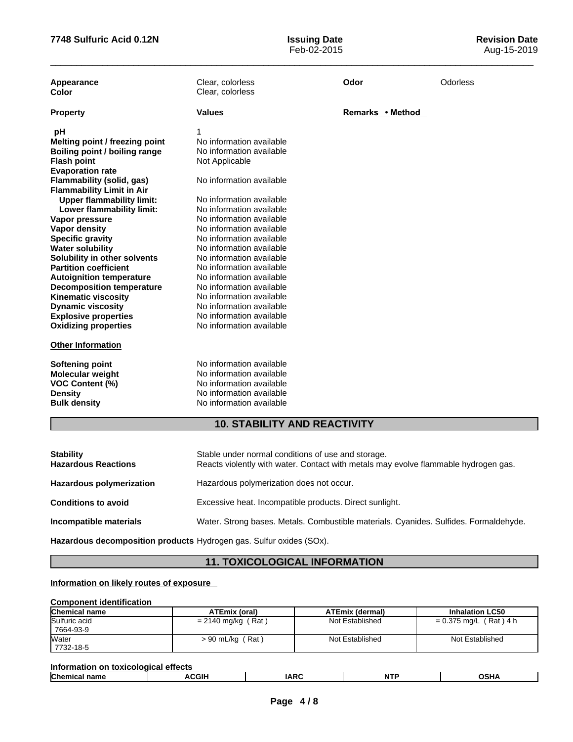| | | | |
|---|---|---|---|
| **Appearance** | Clear, colorless | **Odor** | Odorless |
| **Color** | Clear, colorless | | |

| **Property** | **Values** | **Remarks • Method** |
|---|---|---|
| **pH** | 1 | |
| **Melting point / freezing point** | No information available | |
| **Boiling point / boiling range** | No information available | |
| **Flash point** | Not Applicable | |
| **Evaporation rate** | | |
| **Flammability (solid, gas)** | No information available | |
| **Flammability Limit in Air** | | |
| **Upper flammability limit:** | No information available | |
| **Lower flammability limit:** | No information available | |
| **Vapor pressure** | No information available | |
| **Vapor density** | No information available | |
| **Specific gravity** | No information available | |
| **Water solubility** | No information available | |
| **Solubility in other solvents** | No information available | |
| **Partition coefficient** | No information available | |
| **Autoignition temperature** | No information available | |
| **Decomposition temperature** | No information available | |
| **Kinematic viscosity** | No information available | |
| **Dynamic viscosity** | No information available | |
| **Explosive properties** | No information available | |
| **Oxidizing properties** | No information available | |

**Other Information**

| | |
|---|---|
| **Softening point** | No information available |
| **Molecular weight** | No information available |
| **VOC Content (%)** | No information available |
| **Density** | No information available |
| **Bulk density** | No information available |

## 10. STABILITY AND REACTIVITY

**Stability** Stable under normal conditions of use and storage.

**Hazardous Reactions** Reacts violently with water. Contact with metals may evolve flammable hydrogen gas.

**Hazardous polymerization** Hazardous polymerization does not occur.

**Conditions to avoid** Excessive heat. Incompatible products. Direct sunlight.

**Incompatible materials** Water. Strong bases. Metals. Combustible materials. Cyanides. Sulfides. Formaldehyde.

**Hazardous decomposition products** Hydrogen gas. Sulfur oxides (SOx).

## 11. TOXICOLOGICAL INFORMATION

**Information on likely routes of exposure**

**Component identification**

| Chemical name | ATEmix (oral) | ATEmix (dermal) | Inhalation LC50 |
|---|---|---|---|
| Sulfuric acid<br>7664-93-9 | = 2140 mg/kg ( Rat ) | Not Established | = 0.375 mg/L ( Rat ) 4 h |
| Water<br>7732-18-5 | > 90 mL/kg ( Rat ) | Not Established | Not Established |

**Information on toxicological effects**

| Chemical name | ACGIH | IARC | NTP | OSHA |
|---|---|---|---|---|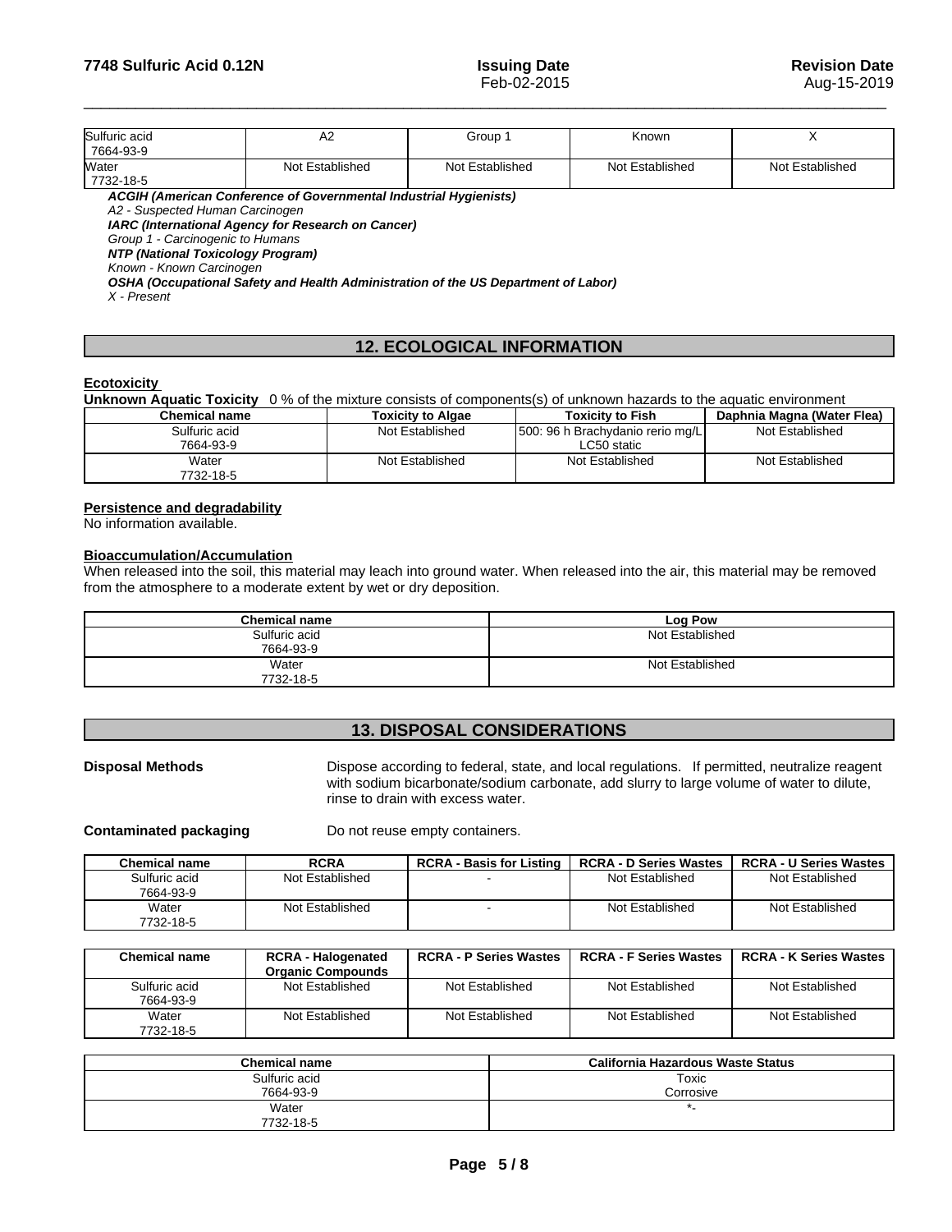| Sulfuric acid 7664-93-9 | A2 | Group 1 | Known | X |
|---|---|---|---|---|
| Water 7732-18-5 | Not Established | Not Established | Not Established | Not Established |

***ACGIH (American Conference of Governmental Industrial Hygienists)***
*A2 - Suspected Human Carcinogen*
***IARC (International Agency for Research on Cancer)***
*Group 1 - Carcinogenic to Humans*
***NTP (National Toxicology Program)***
*Known - Known Carcinogen*
***OSHA (Occupational Safety and Health Administration of the US Department of Labor)***
*X - Present*

## 12. ECOLOGICAL INFORMATION

**Ecotoxicity**

**Unknown Aquatic Toxicity** 0 % of the mixture consists of components(s) of unknown hazards to the aquatic environment

| Chemical name | Toxicity to Algae | Toxicity to Fish | Daphnia Magna (Water Flea) |
|---|---|---|---|
| Sulfuric acid 7664-93-9 | Not Established | 500: 96 h Brachydanio rerio mg/L LC50 static | Not Established |
| Water 7732-18-5 | Not Established | Not Established | Not Established |

**Persistence and degradability**

No information available.

**Bioaccumulation/Accumulation**

When released into the soil, this material may leach into ground water. When released into the air, this material may be removed from the atmosphere to a moderate extent by wet or dry deposition.

| Chemical name | Log Pow |
|---|---|
| Sulfuric acid 7664-93-9 | Not Established |
| Water 7732-18-5 | Not Established |

## 13. DISPOSAL CONSIDERATIONS

**Disposal Methods** Dispose according to federal, state, and local regulations. If permitted, neutralize reagent with sodium bicarbonate/sodium carbonate, add slurry to large volume of water to dilute, rinse to drain with excess water.

**Contaminated packaging** Do not reuse empty containers.

| Chemical name | RCRA | RCRA - Basis for Listing | RCRA - D Series Wastes | RCRA - U Series Wastes |
|---|---|---|---|---|
| Sulfuric acid 7664-93-9 | Not Established | - | Not Established | Not Established |
| Water 7732-18-5 | Not Established | - | Not Established | Not Established |

| Chemical name | RCRA - Halogenated Organic Compounds | RCRA - P Series Wastes | RCRA - F Series Wastes | RCRA - K Series Wastes |
|---|---|---|---|---|
| Sulfuric acid 7664-93-9 | Not Established | Not Established | Not Established | Not Established |
| Water 7732-18-5 | Not Established | Not Established | Not Established | Not Established |

| Chemical name | California Hazardous Waste Status |
|---|---|
| Sulfuric acid 7664-93-9 | Toxic Corrosive |
| Water 7732-18-5 | *- |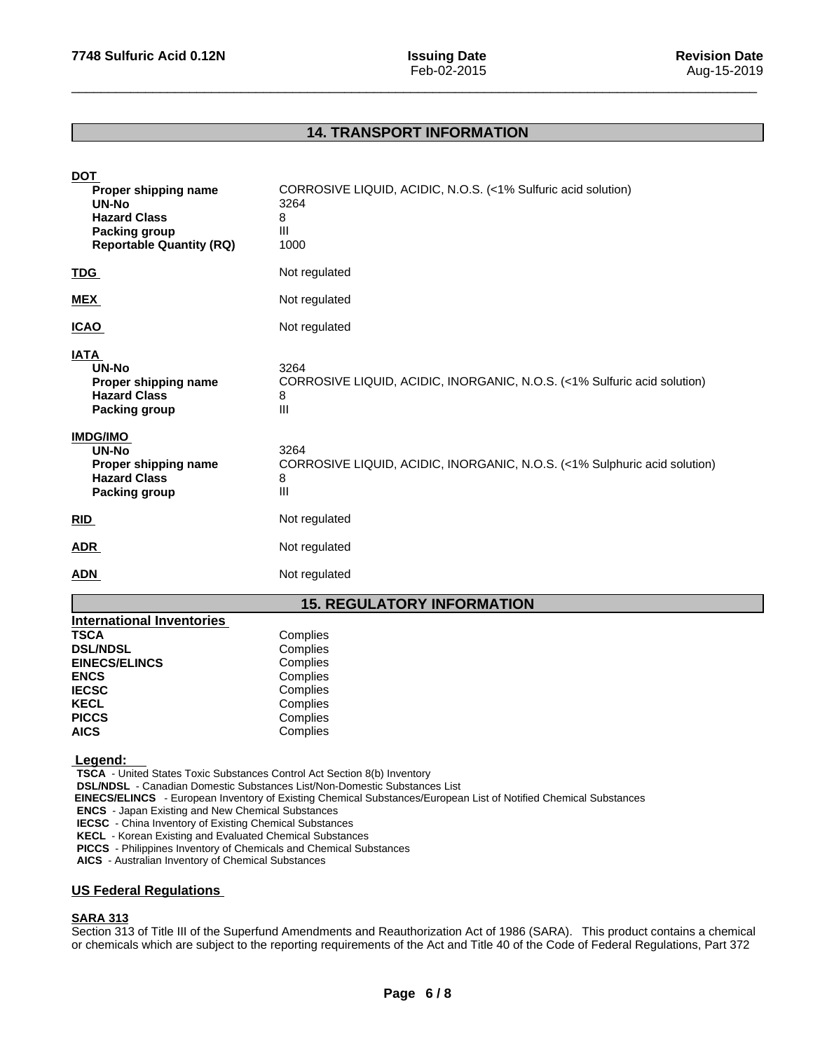## 14. TRANSPORT INFORMATION

**DOT**

| | |
|---|---|
| **Proper shipping name** | CORROSIVE LIQUID, ACIDIC, N.O.S. (<1% Sulfuric acid solution) |
| **UN-No** | 3264 |
| **Hazard Class** | 8 |
| **Packing group** | III |
| **Reportable Quantity (RQ)** | 1000 |

**TDG** Not regulated

**MEX** Not regulated

**ICAO** Not regulated

**IATA**

| | |
|---|---|
| **UN-No** | 3264 |
| **Proper shipping name** | CORROSIVE LIQUID, ACIDIC, INORGANIC, N.O.S. (<1% Sulfuric acid solution) |
| **Hazard Class** | 8 |
| **Packing group** | III |

**IMDG/IMO**

| | |
|---|---|
| **UN-No** | 3264 |
| **Proper shipping name** | CORROSIVE LIQUID, ACIDIC, INORGANIC, N.O.S. (<1% Sulphuric acid solution) |
| **Hazard Class** | 8 |
| **Packing group** | III |

**RID** Not regulated

**ADR** Not regulated

**ADN** Not regulated

## 15. REGULATORY INFORMATION

**International Inventories**

| | |
|---|---|
| **TSCA** | Complies |
| **DSL/NDSL** | Complies |
| **EINECS/ELINCS** | Complies |
| **ENCS** | Complies |
| **IECSC** | Complies |
| **KECL** | Complies |
| **PICCS** | Complies |
| **AICS** | Complies |

**Legend:**

**TSCA** - United States Toxic Substances Control Act Section 8(b) Inventory
**DSL/NDSL** - Canadian Domestic Substances List/Non-Domestic Substances List
**EINECS/ELINCS** - European Inventory of Existing Chemical Substances/European List of Notified Chemical Substances
**ENCS** - Japan Existing and New Chemical Substances
**IECSC** - China Inventory of Existing Chemical Substances
**KECL** - Korean Existing and Evaluated Chemical Substances
**PICCS** - Philippines Inventory of Chemicals and Chemical Substances
**AICS** - Australian Inventory of Chemical Substances

### US Federal Regulations

**SARA 313**

Section 313 of Title III of the Superfund Amendments and Reauthorization Act of 1986 (SARA). This product contains a chemical or chemicals which are subject to the reporting requirements of the Act and Title 40 of the Code of Federal Regulations, Part 372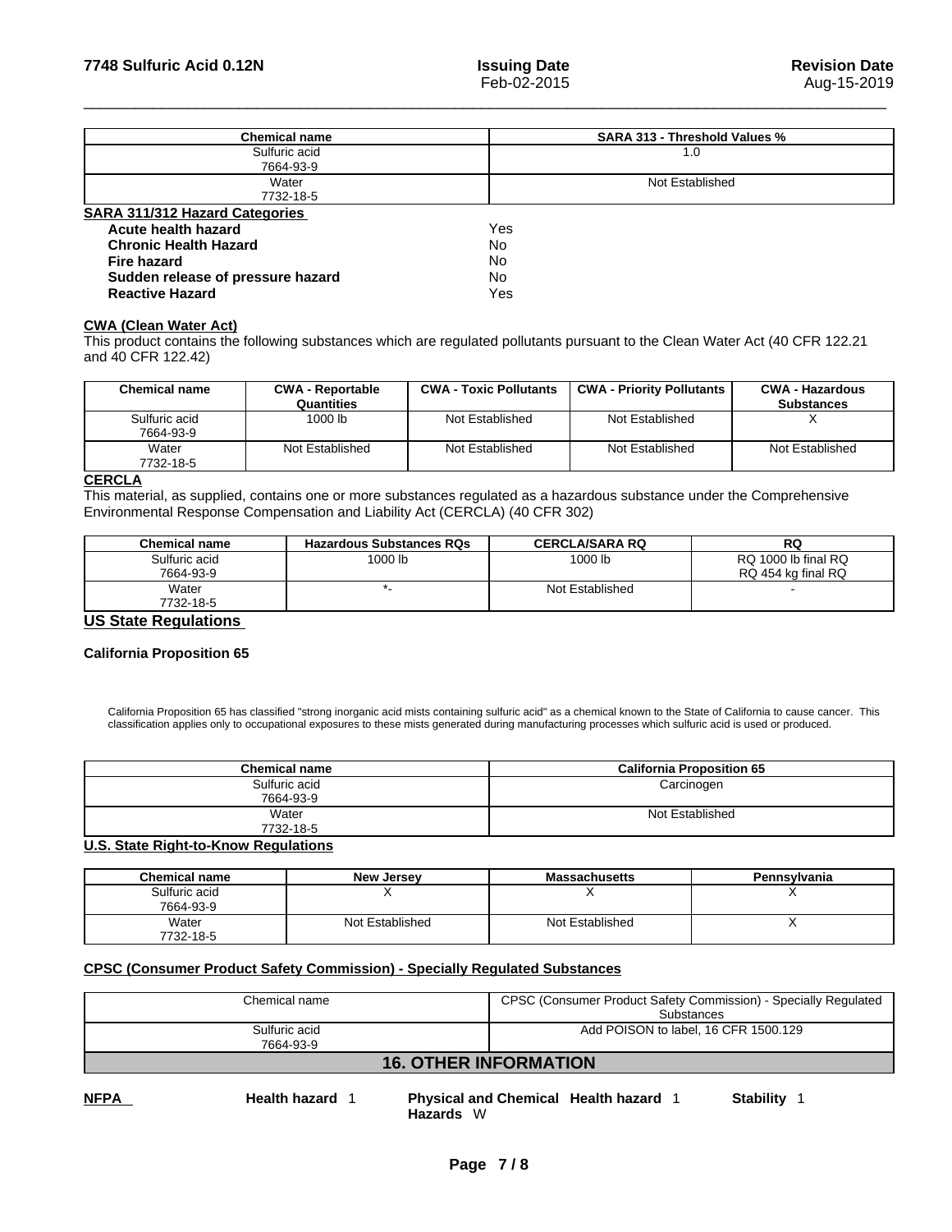| Chemical name | SARA 313 - Threshold Values % |
|---|---|
| Sulfuric acid 7664-93-9 | 1.0 |
| Water 7732-18-5 | Not Established |

**SARA 311/312 Hazard Categories**

| | |
|---|---|
| **Acute health hazard** | Yes |
| **Chronic Health Hazard** | No |
| **Fire hazard** | No |
| **Sudden release of pressure hazard** | No |
| **Reactive Hazard** | Yes |

**CWA (Clean Water Act)**

This product contains the following substances which are regulated pollutants pursuant to the Clean Water Act (40 CFR 122.21 and 40 CFR 122.42)

| Chemical name | CWA - Reportable Quantities | CWA - Toxic Pollutants | CWA - Priority Pollutants | CWA - Hazardous Substances |
|---|---|---|---|---|
| Sulfuric acid 7664-93-9 | 1000 lb | Not Established | Not Established | X |
| Water 7732-18-5 | Not Established | Not Established | Not Established | Not Established |

**CERCLA**

This material, as supplied, contains one or more substances regulated as a hazardous substance under the Comprehensive Environmental Response Compensation and Liability Act (CERCLA) (40 CFR 302)

| Chemical name | Hazardous Substances RQs | CERCLA/SARA RQ | RQ |
|---|---|---|---|
| Sulfuric acid 7664-93-9 | 1000 lb | 1000 lb | RQ 1000 lb final RQ RQ 454 kg final RQ |
| Water 7732-18-5 | *- | Not Established | - |

## US State Regulations

**California Proposition 65**

California Proposition 65 has classified "strong inorganic acid mists containing sulfuric acid" as a chemical known to the State of California to cause cancer. This classification applies only to occupational exposures to these mists generated during manufacturing processes which sulfuric acid is used or produced.

| Chemical name | California Proposition 65 |
|---|---|
| Sulfuric acid 7664-93-9 | Carcinogen |
| Water 7732-18-5 | Not Established |

**U.S. State Right-to-Know Regulations**

| Chemical name | New Jersey | Massachusetts | Pennsylvania |
|---|---|---|---|
| Sulfuric acid 7664-93-9 | X | X | X |
| Water 7732-18-5 | Not Established | Not Established | X |

**CPSC (Consumer Product Safety Commission) - Specially Regulated Substances**

| Chemical name | CPSC (Consumer Product Safety Commission) - Specially Regulated Substances |
|---|---|
| Sulfuric acid 7664-93-9 | Add POISON to label, 16 CFR 1500.129 |

## 16. OTHER INFORMATION

| **NFPA** | **Health hazard** 1 | **Physical and Chemical Hazards** W | **Health hazard** 1 | **Stability** 1 |
|---|---|---|---|---|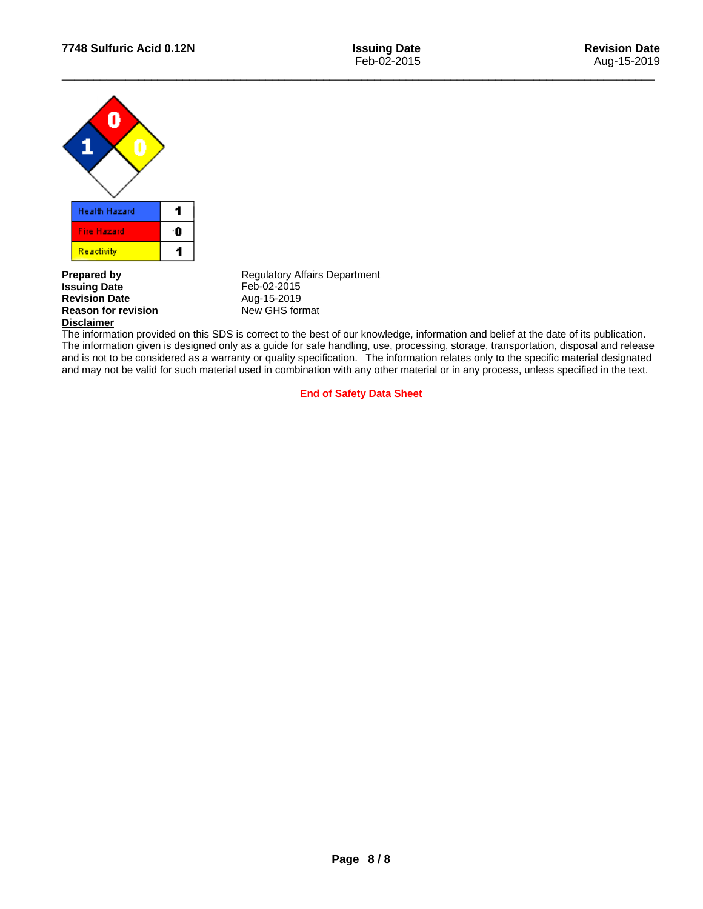| | |
|---|---|
| Health Hazard | 1 |
| Fire Hazard | 0 |
| Reactivity | 1 |

| | |
|---|---|
| **Prepared by** | Regulatory Affairs Department |
| **Issuing Date** | Feb-02-2015 |
| **Revision Date** | Aug-15-2019 |
| **Reason for revision** | New GHS format |

**Disclaimer**

The information provided on this SDS is correct to the best of our knowledge, information and belief at the date of its publication. The information given is designed only as a guide for safe handling, use, processing, storage, transportation, disposal and release and is not to be considered as a warranty or quality specification. The information relates only to the specific material designated and may not be valid for such material used in combination with any other material or in any process, unless specified in the text.

**End of Safety Data Sheet**